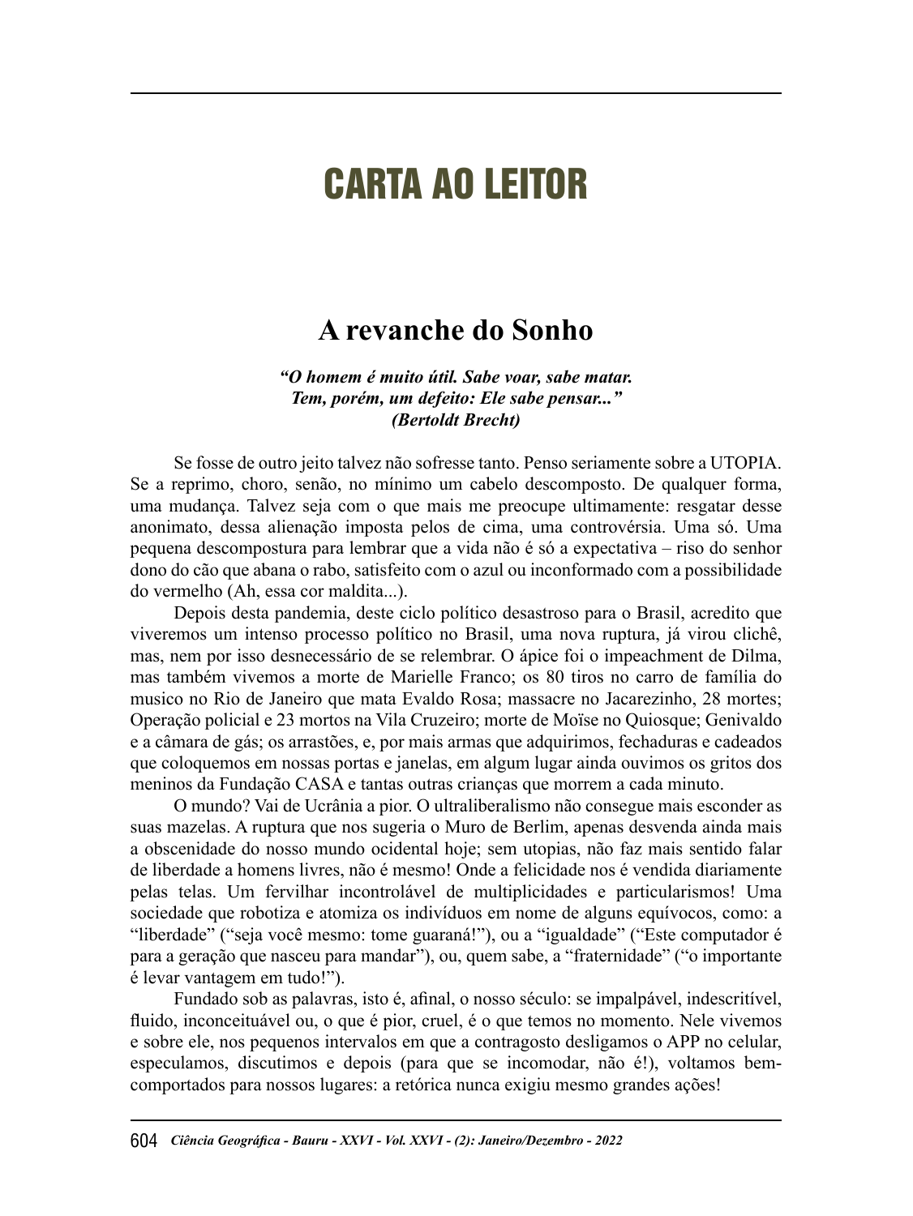# CARTA AO LEITOR

## A revanche do Sonho

***"O homem é muito útil. Sabe voar, sabe matar.***
***Tem, porém, um defeito: Ele sabe pensar..."***
***(Bertoldt Brecht)***

Se fosse de outro jeito talvez não sofresse tanto. Penso seriamente sobre a UTOPIA. Se a reprimo, choro, senão, no mínimo um cabelo descomposto. De qualquer forma, uma mudança. Talvez seja com o que mais me preocupe ultimamente: resgatar desse anonimato, dessa alienação imposta pelos de cima, uma controvérsia. Uma só. Uma pequena descompostura para lembrar que a vida não é só a expectativa – riso do senhor dono do cão que abana o rabo, satisfeito com o azul ou inconformado com a possibilidade do vermelho (Ah, essa cor maldita...).

Depois desta pandemia, deste ciclo político desastroso para o Brasil, acredito que viveremos um intenso processo político no Brasil, uma nova ruptura, já virou clichê, mas, nem por isso desnecessário de se relembrar. O ápice foi o impeachment de Dilma, mas também vivemos a morte de Marielle Franco; os 80 tiros no carro de família do musico no Rio de Janeiro que mata Evaldo Rosa; massacre no Jacarezinho, 28 mortes; Operação policial e 23 mortos na Vila Cruzeiro; morte de Moïse no Quiosque; Genivaldo e a câmara de gás; os arrastões, e, por mais armas que adquirimos, fechaduras e cadeados que coloquemos em nossas portas e janelas, em algum lugar ainda ouvimos os gritos dos meninos da Fundação CASA e tantas outras crianças que morrem a cada minuto.

O mundo? Vai de Ucrânia a pior. O ultraliberalismo não consegue mais esconder as suas mazelas. A ruptura que nos sugeria o Muro de Berlim, apenas desvenda ainda mais a obscenidade do nosso mundo ocidental hoje; sem utopias, não faz mais sentido falar de liberdade a homens livres, não é mesmo! Onde a felicidade nos é vendida diariamente pelas telas. Um fervilhar incontrolável de multiplicidades e particularismos! Uma sociedade que robotiza e atomiza os indivíduos em nome de alguns equívocos, como: a "liberdade" ("seja você mesmo: tome guaraná!"), ou a "igualdade" ("Este computador é para a geração que nasceu para mandar"), ou, quem sabe, a "fraternidade" ("o importante é levar vantagem em tudo!").

Fundado sob as palavras, isto é, afinal, o nosso século: se impalpável, indescritível, fluido, inconceituável ou, o que é pior, cruel, é o que temos no momento. Nele vivemos e sobre ele, nos pequenos intervalos em que a contragosto desligamos o APP no celular, especulamos, discutimos e depois (para que se incomodar, não é!), voltamos bem-comportados para nossos lugares: a retórica nunca exigiu mesmo grandes ações!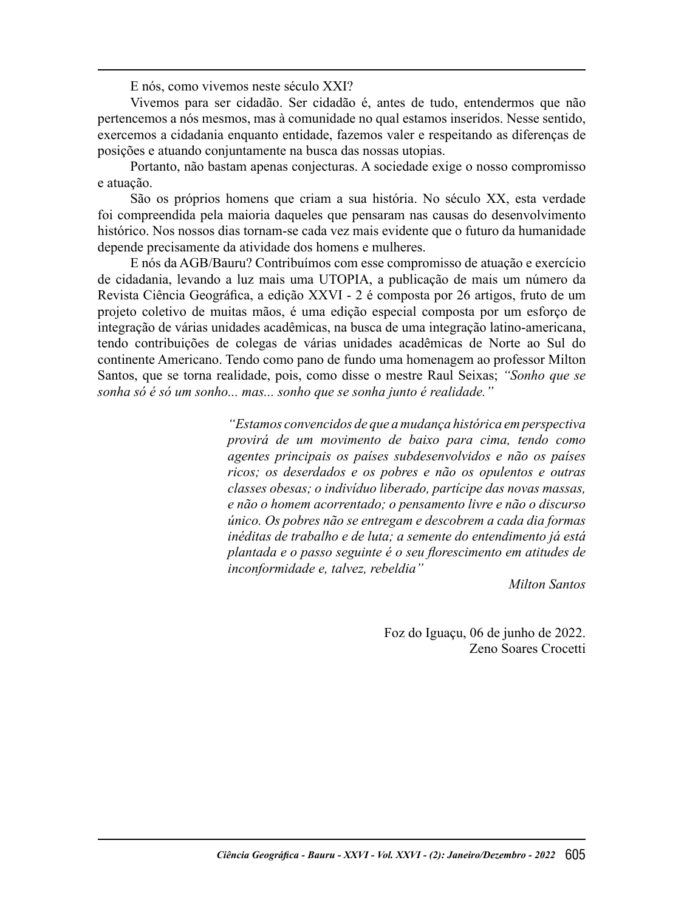E nós, como vivemos neste século XXI?

Vivemos para ser cidadão. Ser cidadão é, antes de tudo, entendermos que não pertencemos a nós mesmos, mas à comunidade no qual estamos inseridos. Nesse sentido, exercemos a cidadania enquanto entidade, fazemos valer e respeitando as diferenças de posições e atuando conjuntamente na busca das nossas utopias.

Portanto, não bastam apenas conjecturas. A sociedade exige o nosso compromisso e atuação.

São os próprios homens que criam a sua história. No século XX, esta verdade foi compreendida pela maioria daqueles que pensaram nas causas do desenvolvimento histórico. Nos nossos dias tornam-se cada vez mais evidente que o futuro da humanidade depende precisamente da atividade dos homens e mulheres.

E nós da AGB/Bauru? Contribuímos com esse compromisso de atuação e exercício de cidadania, levando a luz mais uma UTOPIA, a publicação de mais um número da Revista Ciência Geográfica, a edição XXVI - 2 é composta por 26 artigos, fruto de um projeto coletivo de muitas mãos, é uma edição especial composta por um esforço de integração de várias unidades acadêmicas, na busca de uma integração latino-americana, tendo contribuições de colegas de várias unidades acadêmicas de Norte ao Sul do continente Americano. Tendo como pano de fundo uma homenagem ao professor Milton Santos, que se torna realidade, pois, como disse o mestre Raul Seixas; *"Sonho que se sonha só é só um sonho... mas... sonho que se sonha junto é realidade."*

> *"Estamos convencidos de que a mudança histórica em perspectiva provirá de um movimento de baixo para cima, tendo como agentes principais os países subdesenvolvidos e não os países ricos; os deserdados e os pobres e não os opulentos e outras classes obesas; o indivíduo liberado, partícipe das novas massas, e não o homem acorrentado; o pensamento livre e não o discurso único. Os pobres não se entregam e descobrem a cada dia formas inéditas de trabalho e de luta; a semente do entendimento já está plantada e o passo seguinte é o seu florescimento em atitudes de inconformidade e, talvez, rebeldia"*
>
> *Milton Santos*

Foz do Iguaçu, 06 de junho de 2022.
Zeno Soares Crocetti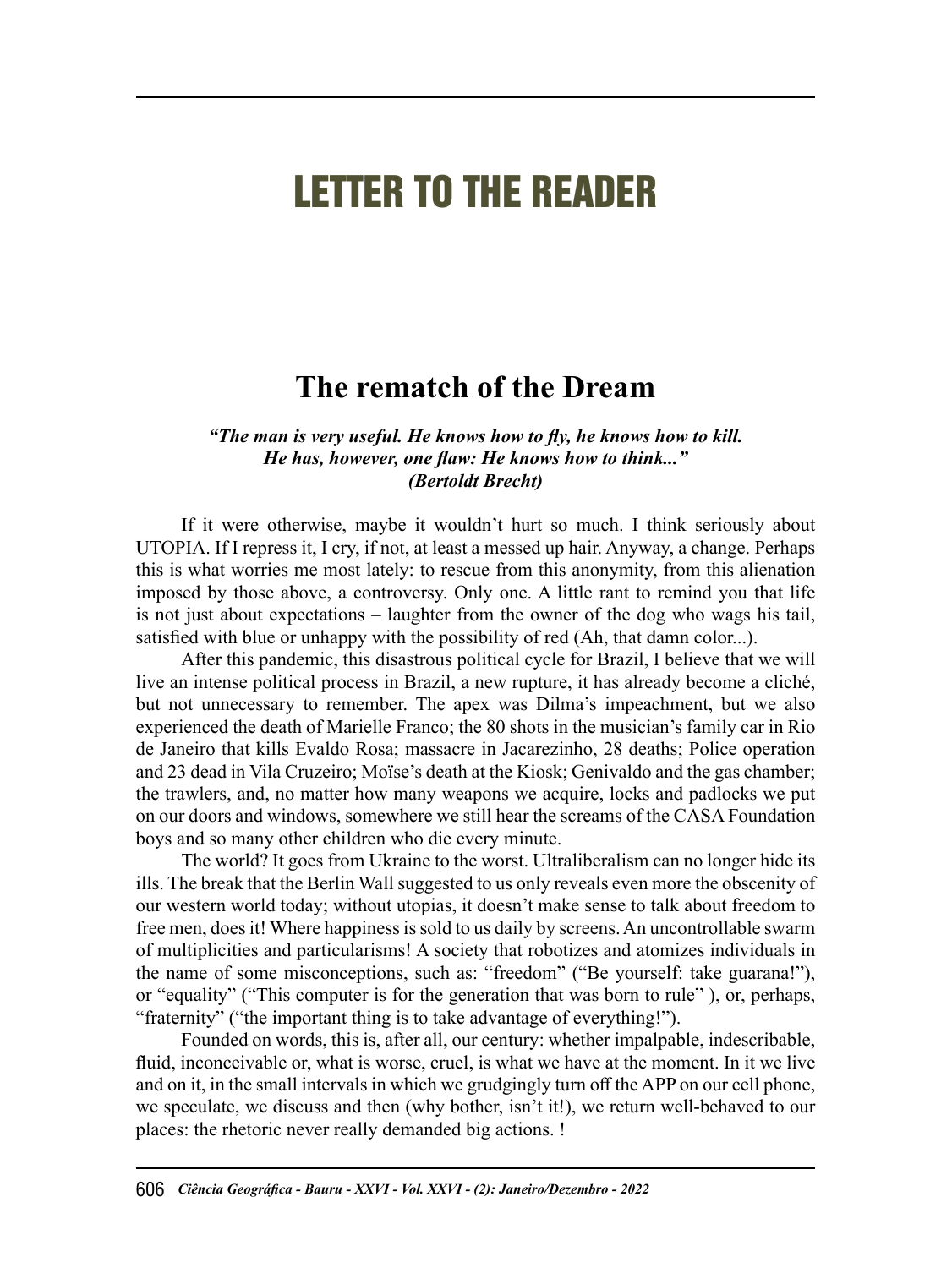# LETTER TO THE READER

## The rematch of the Dream

***"The man is very useful. He knows how to fly, he knows how to kill.***
***He has, however, one flaw: He knows how to think..."***
***(Bertoldt Brecht)***

If it were otherwise, maybe it wouldn't hurt so much. I think seriously about UTOPIA. If I repress it, I cry, if not, at least a messed up hair. Anyway, a change. Perhaps this is what worries me most lately: to rescue from this anonymity, from this alienation imposed by those above, a controversy. Only one. A little rant to remind you that life is not just about expectations – laughter from the owner of the dog who wags his tail, satisfied with blue or unhappy with the possibility of red (Ah, that damn color...).

After this pandemic, this disastrous political cycle for Brazil, I believe that we will live an intense political process in Brazil, a new rupture, it has already become a cliché, but not unnecessary to remember. The apex was Dilma's impeachment, but we also experienced the death of Marielle Franco; the 80 shots in the musician's family car in Rio de Janeiro that kills Evaldo Rosa; massacre in Jacarezinho, 28 deaths; Police operation and 23 dead in Vila Cruzeiro; Moïse's death at the Kiosk; Genivaldo and the gas chamber; the trawlers, and, no matter how many weapons we acquire, locks and padlocks we put on our doors and windows, somewhere we still hear the screams of the CASA Foundation boys and so many other children who die every minute.

The world? It goes from Ukraine to the worst. Ultraliberalism can no longer hide its ills. The break that the Berlin Wall suggested to us only reveals even more the obscenity of our western world today; without utopias, it doesn't make sense to talk about freedom to free men, does it! Where happiness is sold to us daily by screens. An uncontrollable swarm of multiplicities and particularisms! A society that robotizes and atomizes individuals in the name of some misconceptions, such as: "freedom" ("Be yourself: take guarana!"), or "equality" ("This computer is for the generation that was born to rule" ), or, perhaps, "fraternity" ("the important thing is to take advantage of everything!").

Founded on words, this is, after all, our century: whether impalpable, indescribable, fluid, inconceivable or, what is worse, cruel, is what we have at the moment. In it we live and on it, in the small intervals in which we grudgingly turn off the APP on our cell phone, we speculate, we discuss and then (why bother, isn't it!), we return well-behaved to our places: the rhetoric never really demanded big actions. !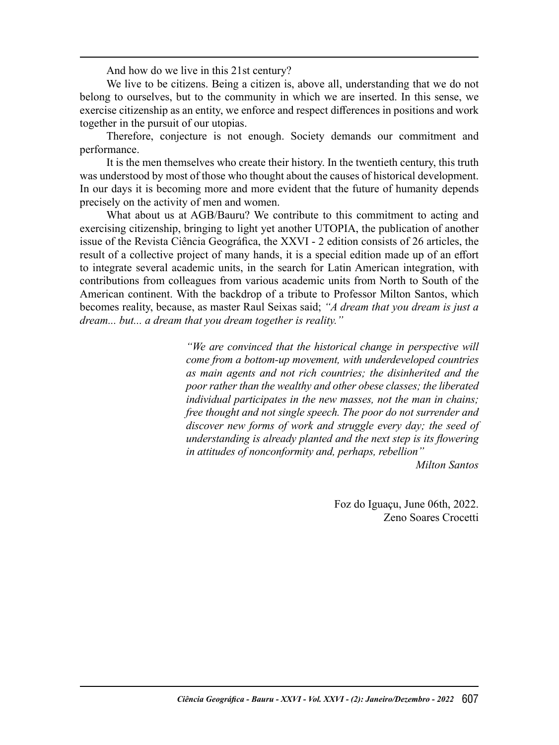And how do we live in this 21st century?

We live to be citizens. Being a citizen is, above all, understanding that we do not belong to ourselves, but to the community in which we are inserted. In this sense, we exercise citizenship as an entity, we enforce and respect differences in positions and work together in the pursuit of our utopias.

Therefore, conjecture is not enough. Society demands our commitment and performance.

It is the men themselves who create their history. In the twentieth century, this truth was understood by most of those who thought about the causes of historical development. In our days it is becoming more and more evident that the future of humanity depends precisely on the activity of men and women.

What about us at AGB/Bauru? We contribute to this commitment to acting and exercising citizenship, bringing to light yet another UTOPIA, the publication of another issue of the Revista Ciência Geográfica, the XXVI - 2 edition consists of 26 articles, the result of a collective project of many hands, it is a special edition made up of an effort to integrate several academic units, in the search for Latin American integration, with contributions from colleagues from various academic units from North to South of the American continent. With the backdrop of a tribute to Professor Milton Santos, which becomes reality, because, as master Raul Seixas said; *"A dream that you dream is just a dream... but... a dream that you dream together is reality."*

> *"We are convinced that the historical change in perspective will come from a bottom-up movement, with underdeveloped countries as main agents and not rich countries; the disinherited and the poor rather than the wealthy and other obese classes; the liberated individual participates in the new masses, not the man in chains; free thought and not single speech. The poor do not surrender and discover new forms of work and struggle every day; the seed of understanding is already planted and the next step is its flowering in attitudes of nonconformity and, perhaps, rebellion"*
>
> *Milton Santos*

Foz do Iguaçu, June 06th, 2022.
Zeno Soares Crocetti